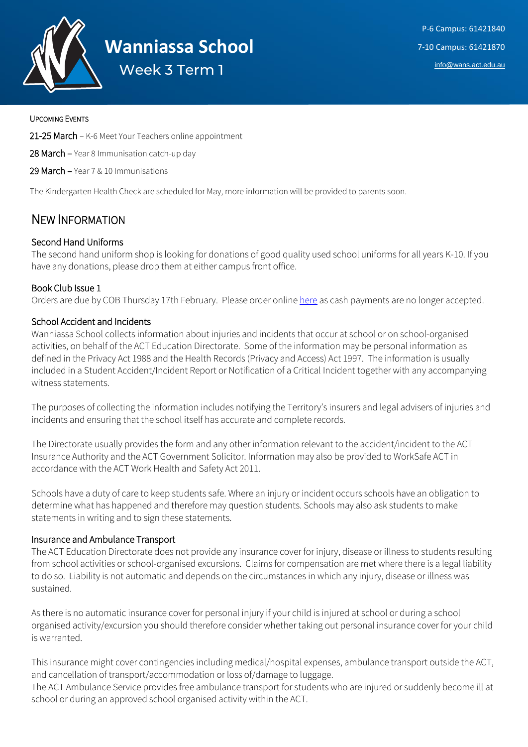# Wanniassa School

Week 3 Term 1

P-6 Campus: 61421840

7-10 Campus: 61421870

info@wans.act.edu.au

UPCOMING EVENTS

**21-25 March** – K-6 Meet Your Teachers online appointment

**28 March** – Year 8 Immunisation catch-up day

**29 March** – Year 7 & 10 Immunisations

The Kindergarten Health Check are scheduled for May, more information will be provided to parents soon.

## NEW INFORMATION

### Second Hand Uniforms

The second hand uniform shop is looking for donations of good quality used school uniforms for all years K-10. If you have any donations, please drop them at either campus front office.

### Book Club Issue 1

Orders are due by COB Thursday 17th February. Please order online here as cash payments are no longer accepted.

### School Accident and Incidents

Wanniassa School collects information about injuries and incidents that occur at school or on school-organised activities, on behalf of the ACT Education Directorate. Some of the information may be personal information as defined in the Privacy Act 1988 and the Health Records (Privacy and Access) Act 1997. The information is usually included in a Student Accident/Incident Report or Notification of a Critical Incident together with any accompanying witness statements.

The purposes of collecting the information includes notifying the Territory's insurers and legal advisers of injuries and incidents and ensuring that the school itself has accurate and complete records.

The Directorate usually provides the form and any other information relevant to the accident/incident to the ACT Insurance Authority and the ACT Government Solicitor. Information may also be provided to WorkSafe ACT in accordance with the ACT Work Health and Safety Act 2011.

Schools have a duty of care to keep students safe. Where an injury or incident occurs schools have an obligation to determine what has happened and therefore may question students. Schools may also ask students to make statements in writing and to sign these statements.

### Insurance and Ambulance Transport

The ACT Education Directorate does not provide any insurance cover for injury, disease or illness to students resulting from school activities or school-organised excursions. Claims for compensation are met where there is a legal liability to do so. Liability is not automatic and depends on the circumstances in which any injury, disease or illness was sustained.

As there is no automatic insurance cover for personal injury if your child is injured at school or during a school organised activity/excursion you should therefore consider whether taking out personal insurance cover for your child is warranted.

This insurance might cover contingencies including medical/hospital expenses, ambulance transport outside the ACT, and cancellation of transport/accommodation or loss of/damage to luggage.
The ACT Ambulance Service provides free ambulance transport for students who are injured or suddenly become ill at school or during an approved school organised activity within the ACT.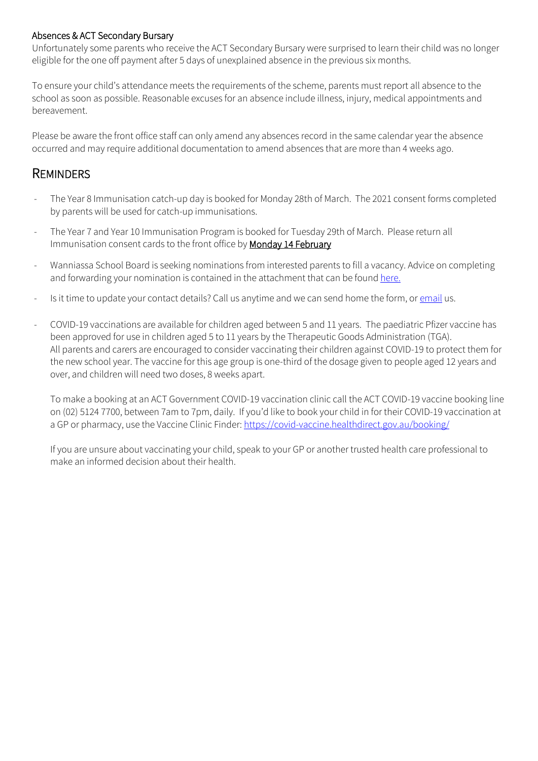### Absences & ACT Secondary Bursary

Unfortunately some parents who receive the ACT Secondary Bursary were surprised to learn their child was no longer eligible for the one off payment after 5 days of unexplained absence in the previous six months.

To ensure your child's attendance meets the requirements of the scheme, parents must report all absence to the school as soon as possible. Reasonable excuses for an absence include illness, injury, medical appointments and bereavement.

Please be aware the front office staff can only amend any absences record in the same calendar year the absence occurred and may require additional documentation to amend absences that are more than 4 weeks ago.

## REMINDERS

- The Year 8 Immunisation catch-up day is booked for Monday 28th of March. The 2021 consent forms completed by parents will be used for catch-up immunisations.
- The Year 7 and Year 10 Immunisation Program is booked for Tuesday 29th of March. Please return all Immunisation consent cards to the front office by **Monday 14 February**
- Wanniassa School Board is seeking nominations from interested parents to fill a vacancy. Advice on completing and forwarding your nomination is contained in the attachment that can be found here.
- Is it time to update your contact details? Call us anytime and we can send home the form, or email us.
- COVID-19 vaccinations are available for children aged between 5 and 11 years. The paediatric Pfizer vaccine has been approved for use in children aged 5 to 11 years by the Therapeutic Goods Administration (TGA). All parents and carers are encouraged to consider vaccinating their children against COVID-19 to protect them for the new school year. The vaccine for this age group is one-third of the dosage given to people aged 12 years and over, and children will need two doses, 8 weeks apart.

  To make a booking at an ACT Government COVID-19 vaccination clinic call the ACT COVID-19 vaccine booking line on (02) 5124 7700, between 7am to 7pm, daily. If you'd like to book your child in for their COVID-19 vaccination at a GP or pharmacy, use the Vaccine Clinic Finder: https://covid-vaccine.healthdirect.gov.au/booking/

  If you are unsure about vaccinating your child, speak to your GP or another trusted health care professional to make an informed decision about their health.